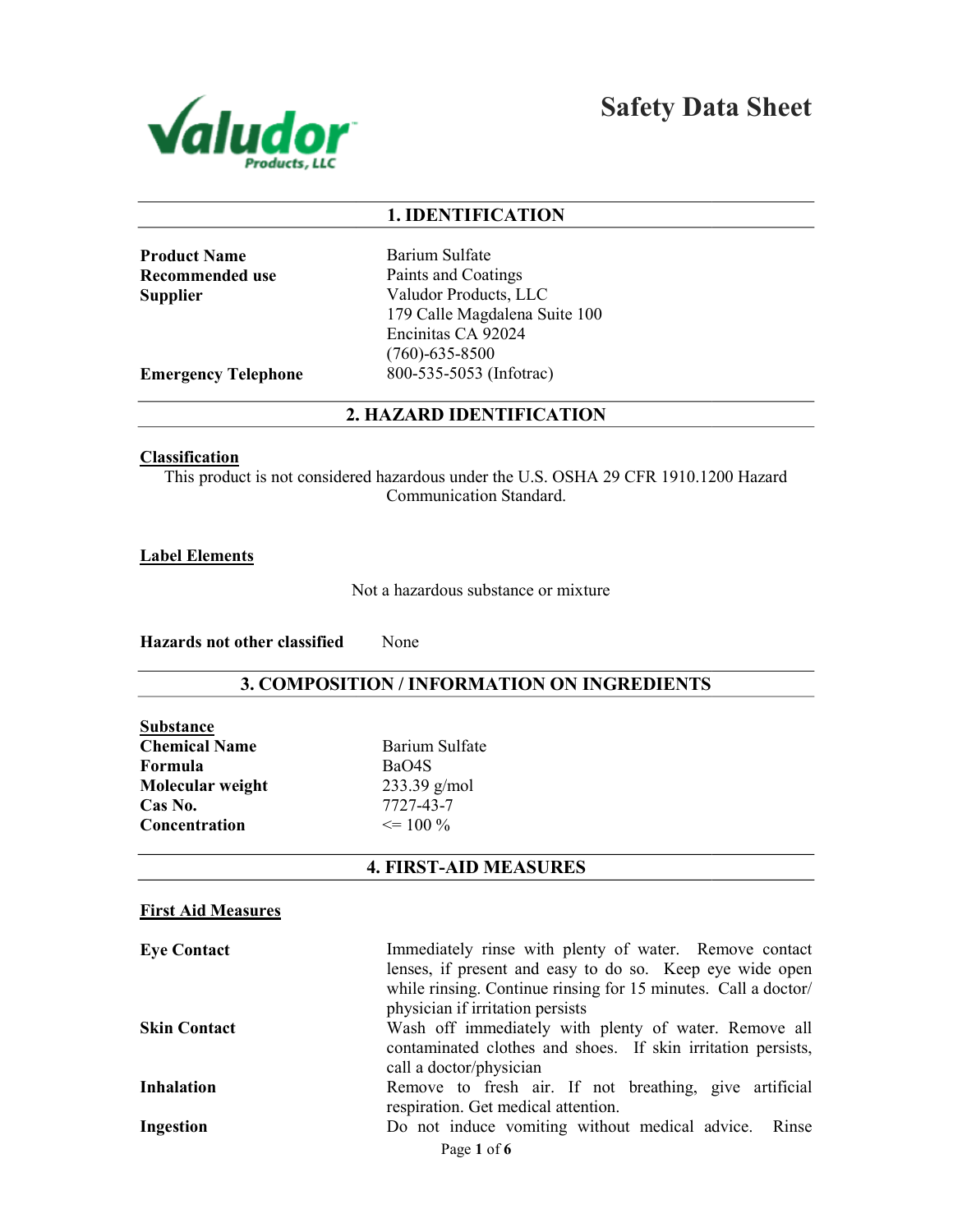# Safety Data Sheet

Valudor Products, LLC

## 1. IDENTIFICATION

| | |
|---|---|
| **Product Name** | Barium Sulfate |
| **Recommended use** | Paints and Coatings |
| **Supplier** | Valudor Products, LLC<br>179 Calle Magdalena Suite 100<br>Encinitas CA 92024<br>(760)-635-8500 |
| **Emergency Telephone** | 800-535-5053 (Infotrac) |

## 2. HAZARD IDENTIFICATION

**Classification**

This product is not considered hazardous under the U.S. OSHA 29 CFR 1910.1200 Hazard Communication Standard.

**Label Elements**

Not a hazardous substance or mixture

**Hazards not other classified** None

## 3. COMPOSITION / INFORMATION ON INGREDIENTS

**Substance**

| | |
|---|---|
| **Chemical Name** | Barium Sulfate |
| **Formula** | BaO4S |
| **Molecular weight** | 233.39 g/mol |
| **Cas No.** | 7727-43-7 |
| **Concentration** | <= 100 % |

## 4. FIRST-AID MEASURES

**First Aid Measures**

| | |
|---|---|
| **Eye Contact** | Immediately rinse with plenty of water. Remove contact lenses, if present and easy to do so. Keep eye wide open while rinsing. Continue rinsing for 15 minutes. Call a doctor/ physician if irritation persists |
| **Skin Contact** | Wash off immediately with plenty of water. Remove all contaminated clothes and shoes. If skin irritation persists, call a doctor/physician |
| **Inhalation** | Remove to fresh air. If not breathing, give artificial respiration. Get medical attention. |
| **Ingestion** | Do not induce vomiting without medical advice. Rinse |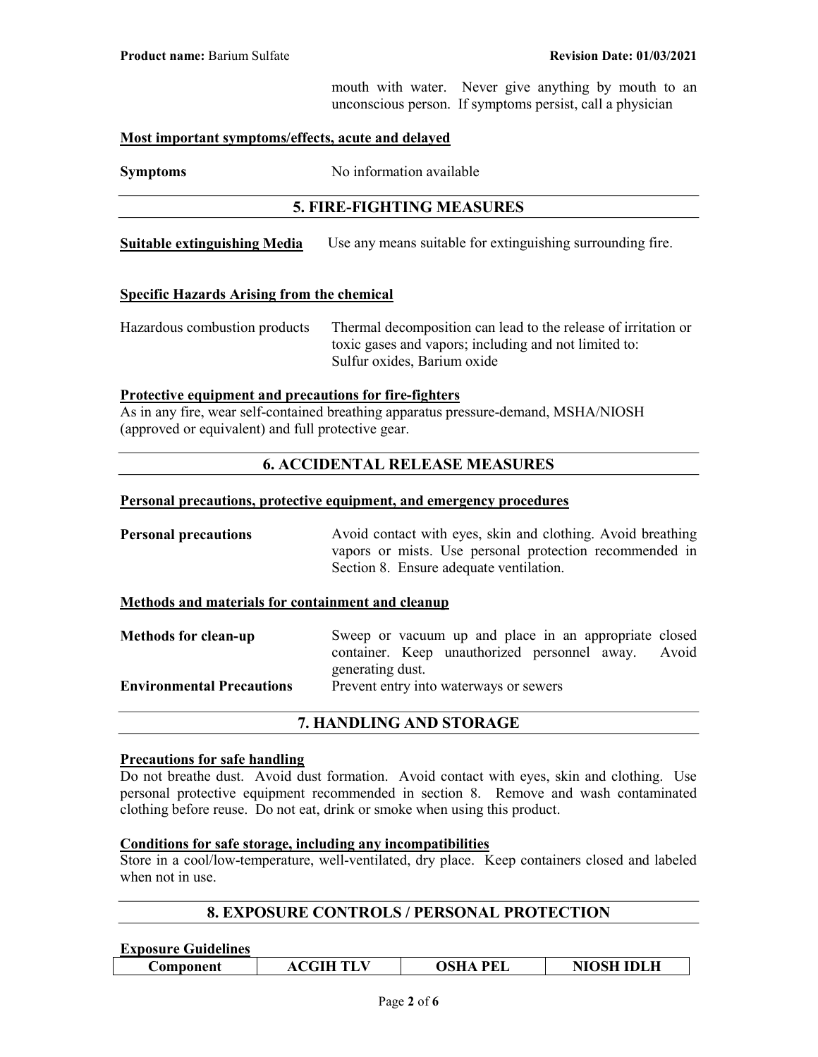mouth with water. Never give anything by mouth to an unconscious person. If symptoms persist, call a physician

**Most important symptoms/effects, acute and delayed**

**Symptoms** No information available

## 5. FIRE-FIGHTING MEASURES

**Suitable extinguishing Media** Use any means suitable for extinguishing surrounding fire.

**Specific Hazards Arising from the chemical**

Hazardous combustion products Thermal decomposition can lead to the release of irritation or toxic gases and vapors; including and not limited to: Sulfur oxides, Barium oxide

**Protective equipment and precautions for fire-fighters**

As in any fire, wear self-contained breathing apparatus pressure-demand, MSHA/NIOSH (approved or equivalent) and full protective gear.

## 6. ACCIDENTAL RELEASE MEASURES

**Personal precautions, protective equipment, and emergency procedures**

**Personal precautions** Avoid contact with eyes, skin and clothing. Avoid breathing vapors or mists. Use personal protection recommended in Section 8. Ensure adequate ventilation.

**Methods and materials for containment and cleanup**

**Methods for clean-up** Sweep or vacuum up and place in an appropriate closed container. Keep unauthorized personnel away. Avoid generating dust.

**Environmental Precautions** Prevent entry into waterways or sewers

## 7. HANDLING AND STORAGE

**Precautions for safe handling**

Do not breathe dust. Avoid dust formation. Avoid contact with eyes, skin and clothing. Use personal protective equipment recommended in section 8. Remove and wash contaminated clothing before reuse. Do not eat, drink or smoke when using this product.

**Conditions for safe storage, including any incompatibilities**

Store in a cool/low-temperature, well-ventilated, dry place. Keep containers closed and labeled when not in use.

## 8. EXPOSURE CONTROLS / PERSONAL PROTECTION

**Exposure Guidelines**

| Component | ACGIH TLV | OSHA PEL | NIOSH IDLH |
|---|---|---|---|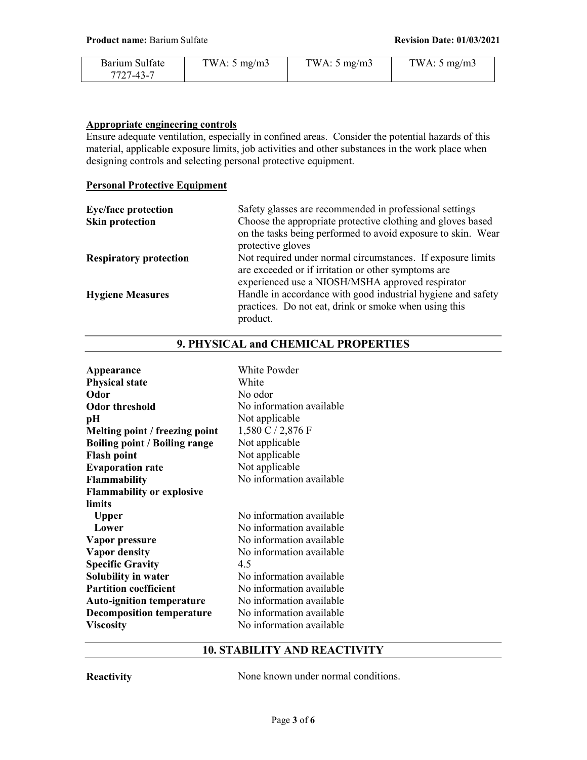| Barium Sulfate 7727-43-7 | TWA: 5 mg/m3 | TWA: 5 mg/m3 | TWA: 5 mg/m3 |
|---|---|---|---|

**Appropriate engineering controls**

Ensure adequate ventilation, especially in confined areas. Consider the potential hazards of this material, applicable exposure limits, job activities and other substances in the work place when designing controls and selecting personal protective equipment.

**Personal Protective Equipment**

| | |
|---|---|
| **Eye/face protection** | Safety glasses are recommended in professional settings |
| **Skin protection** | Choose the appropriate protective clothing and gloves based on the tasks being performed to avoid exposure to skin. Wear protective gloves |
| **Respiratory protection** | Not required under normal circumstances. If exposure limits are exceeded or if irritation or other symptoms are experienced use a NIOSH/MSHA approved respirator |
| **Hygiene Measures** | Handle in accordance with good industrial hygiene and safety practices. Do not eat, drink or smoke when using this product. |

## 9. PHYSICAL and CHEMICAL PROPERTIES

| | |
|---|---|
| **Appearance** | White Powder |
| **Physical state** | White |
| **Odor** | No odor |
| **Odor threshold** | No information available |
| **pH** | Not applicable |
| **Melting point / freezing point** | 1,580 C / 2,876 F |
| **Boiling point / Boiling range** | Not applicable |
| **Flash point** | Not applicable |
| **Evaporation rate** | Not applicable |
| **Flammability** | No information available |
| **Flammability or explosive limits** | |
| **Upper** | No information available |
| **Lower** | No information available |
| **Vapor pressure** | No information available |
| **Vapor density** | No information available |
| **Specific Gravity** | 4.5 |
| **Solubility in water** | No information available |
| **Partition coefficient** | No information available |
| **Auto-ignition temperature** | No information available |
| **Decomposition temperature** | No information available |
| **Viscosity** | No information available |

## 10. STABILITY AND REACTIVITY

| | |
|---|---|
| **Reactivity** | None known under normal conditions. |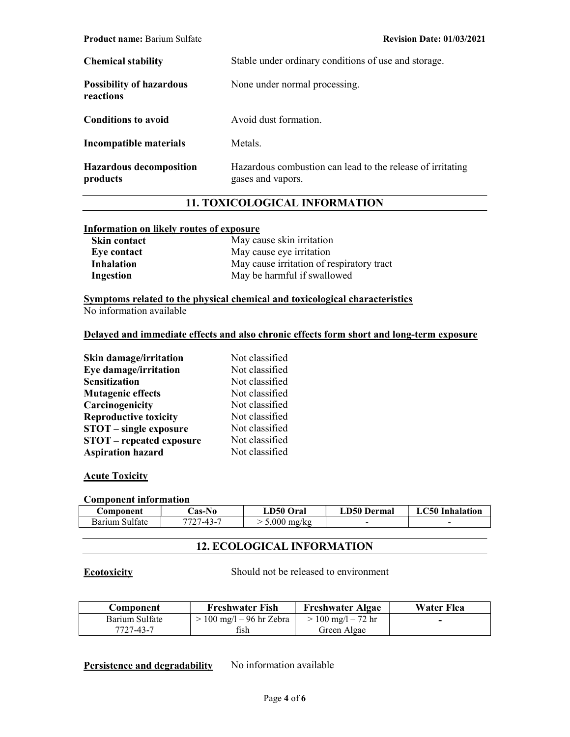| | |
|---|---|
| **Chemical stability** | Stable under ordinary conditions of use and storage. |
| **Possibility of hazardous reactions** | None under normal processing. |
| **Conditions to avoid** | Avoid dust formation. |
| **Incompatible materials** | Metals. |
| **Hazardous decomposition products** | Hazardous combustion can lead to the release of irritating gases and vapors. |

## 11. TOXICOLOGICAL INFORMATION

**Information on likely routes of exposure**

| | |
|---|---|
| **Skin contact** | May cause skin irritation |
| **Eye contact** | May cause eye irritation |
| **Inhalation** | May cause irritation of respiratory tract |
| **Ingestion** | May be harmful if swallowed |

**Symptoms related to the physical chemical and toxicological characteristics**

No information available

**Delayed and immediate effects and also chronic effects form short and long-term exposure**

| | |
|---|---|
| **Skin damage/irritation** | Not classified |
| **Eye damage/irritation** | Not classified |
| **Sensitization** | Not classified |
| **Mutagenic effects** | Not classified |
| **Carcinogenicity** | Not classified |
| **Reproductive toxicity** | Not classified |
| **STOT – single exposure** | Not classified |
| **STOT – repeated exposure** | Not classified |
| **Aspiration hazard** | Not classified |

**Acute Toxicity**

**Component information**

| Component | Cas-No | LD50 Oral | LD50 Dermal | LC50 Inhalation |
|---|---|---|---|---|
| Barium Sulfate | 7727-43-7 | > 5,000 mg/kg | - | - |

## 12. ECOLOGICAL INFORMATION

**Ecotoxicity** Should not be released to environment

| Component | Freshwater Fish | Freshwater Algae | Water Flea |
|---|---|---|---|
| Barium Sulfate 7727-43-7 | > 100 mg/l – 96 hr Zebra fish | > 100 mg/l – 72 hr Green Algae | - |

**Persistence and degradability** No information available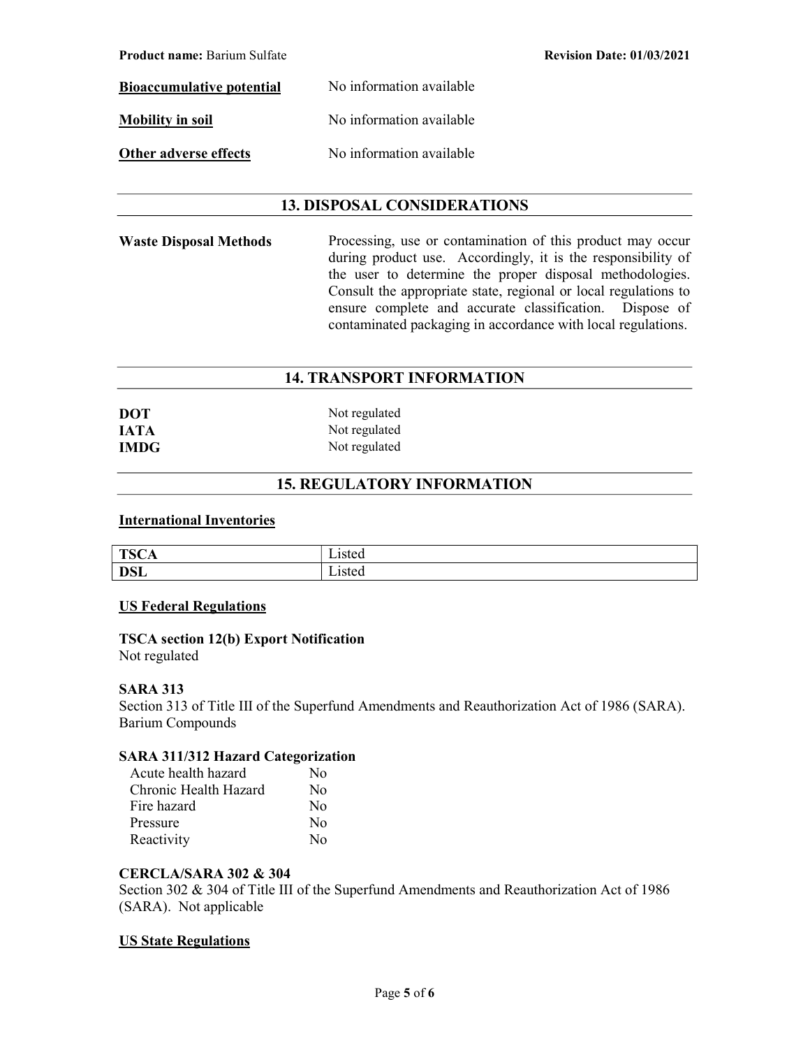**Bioaccumulative potential** No information available

**Mobility in soil** No information available

**Other adverse effects** No information available

## 13. DISPOSAL CONSIDERATIONS

**Waste Disposal Methods** Processing, use or contamination of this product may occur during product use. Accordingly, it is the responsibility of the user to determine the proper disposal methodologies. Consult the appropriate state, regional or local regulations to ensure complete and accurate classification. Dispose of contaminated packaging in accordance with local regulations.

## 14. TRANSPORT INFORMATION

**DOT** Not regulated
**IATA** Not regulated
**IMDG** Not regulated

## 15. REGULATORY INFORMATION

### International Inventories

| | |
|---|---|
| **TSCA** | Listed |
| **DSL** | Listed |

### US Federal Regulations

**TSCA section 12(b) Export Notification**
Not regulated

**SARA 313**
Section 313 of Title III of the Superfund Amendments and Reauthorization Act of 1986 (SARA).
Barium Compounds

**SARA 311/312 Hazard Categorization**

| | |
|---|---|
| Acute health hazard | No |
| Chronic Health Hazard | No |
| Fire hazard | No |
| Pressure | No |
| Reactivity | No |

**CERCLA/SARA 302 & 304**
Section 302 & 304 of Title III of the Superfund Amendments and Reauthorization Act of 1986 (SARA). Not applicable

### US State Regulations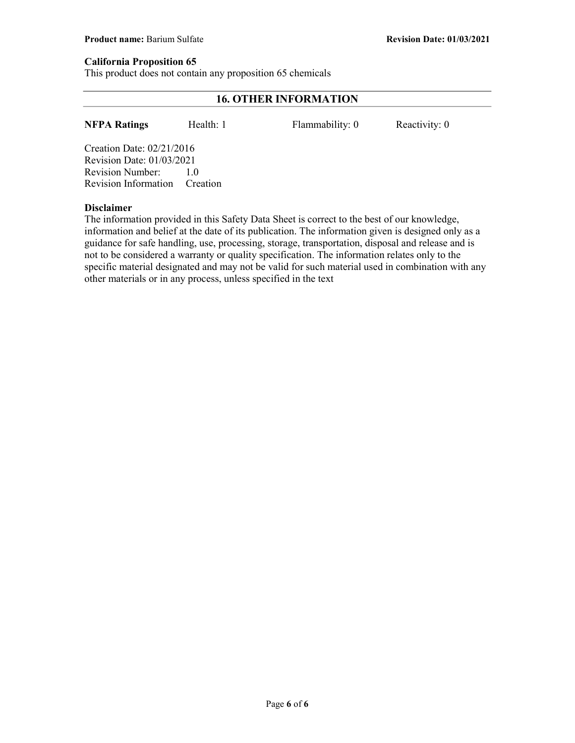**California Proposition 65**

This product does not contain any proposition 65 chemicals

## 16. OTHER INFORMATION

| | | | |
|---|---|---|---|
| **NFPA Ratings** | Health: 1 | Flammability: 0 | Reactivity: 0 |

Creation Date: 02/21/2016
Revision Date: 01/03/2021
Revision Number: 1.0
Revision Information Creation

**Disclaimer**

The information provided in this Safety Data Sheet is correct to the best of our knowledge, information and belief at the date of its publication. The information given is designed only as a guidance for safe handling, use, processing, storage, transportation, disposal and release and is not to be considered a warranty or quality specification. The information relates only to the specific material designated and may not be valid for such material used in combination with any other materials or in any process, unless specified in the text